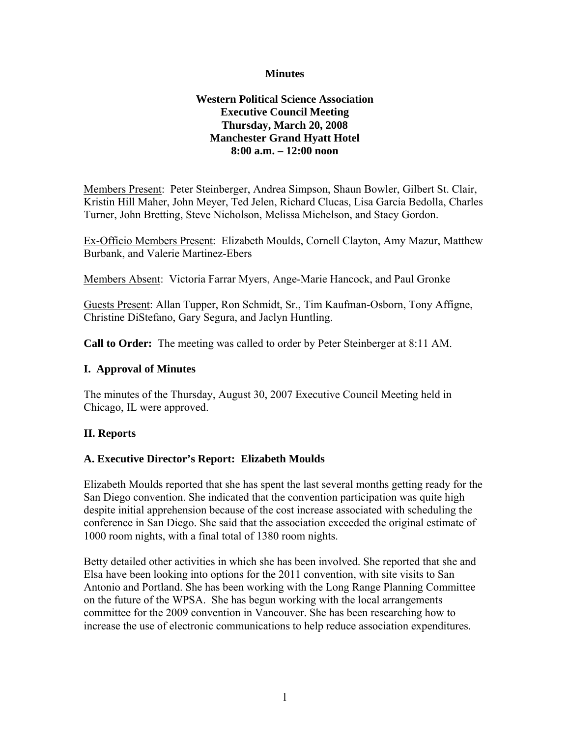**Minutes**

**Western Political Science Association**
**Executive Council Meeting**
**Thursday, March 20, 2008**
**Manchester Grand Hyatt Hotel**
**8:00 a.m. – 12:00 noon**

Members Present: Peter Steinberger, Andrea Simpson, Shaun Bowler, Gilbert St. Clair, Kristin Hill Maher, John Meyer, Ted Jelen, Richard Clucas, Lisa Garcia Bedolla, Charles Turner, John Bretting, Steve Nicholson, Melissa Michelson, and Stacy Gordon.

Ex-Officio Members Present: Elizabeth Moulds, Cornell Clayton, Amy Mazur, Matthew Burbank, and Valerie Martinez-Ebers

Members Absent: Victoria Farrar Myers, Ange-Marie Hancock, and Paul Gronke

Guests Present: Allan Tupper, Ron Schmidt, Sr., Tim Kaufman-Osborn, Tony Affigne, Christine DiStefano, Gary Segura, and Jaclyn Huntling.

**Call to Order:** The meeting was called to order by Peter Steinberger at 8:11 AM.

## I. Approval of Minutes

The minutes of the Thursday, August 30, 2007 Executive Council Meeting held in Chicago, IL were approved.

## II. Reports

### A. Executive Director's Report: Elizabeth Moulds

Elizabeth Moulds reported that she has spent the last several months getting ready for the San Diego convention. She indicated that the convention participation was quite high despite initial apprehension because of the cost increase associated with scheduling the conference in San Diego. She said that the association exceeded the original estimate of 1000 room nights, with a final total of 1380 room nights.

Betty detailed other activities in which she has been involved. She reported that she and Elsa have been looking into options for the 2011 convention, with site visits to San Antonio and Portland. She has been working with the Long Range Planning Committee on the future of the WPSA. She has begun working with the local arrangements committee for the 2009 convention in Vancouver. She has been researching how to increase the use of electronic communications to help reduce association expenditures.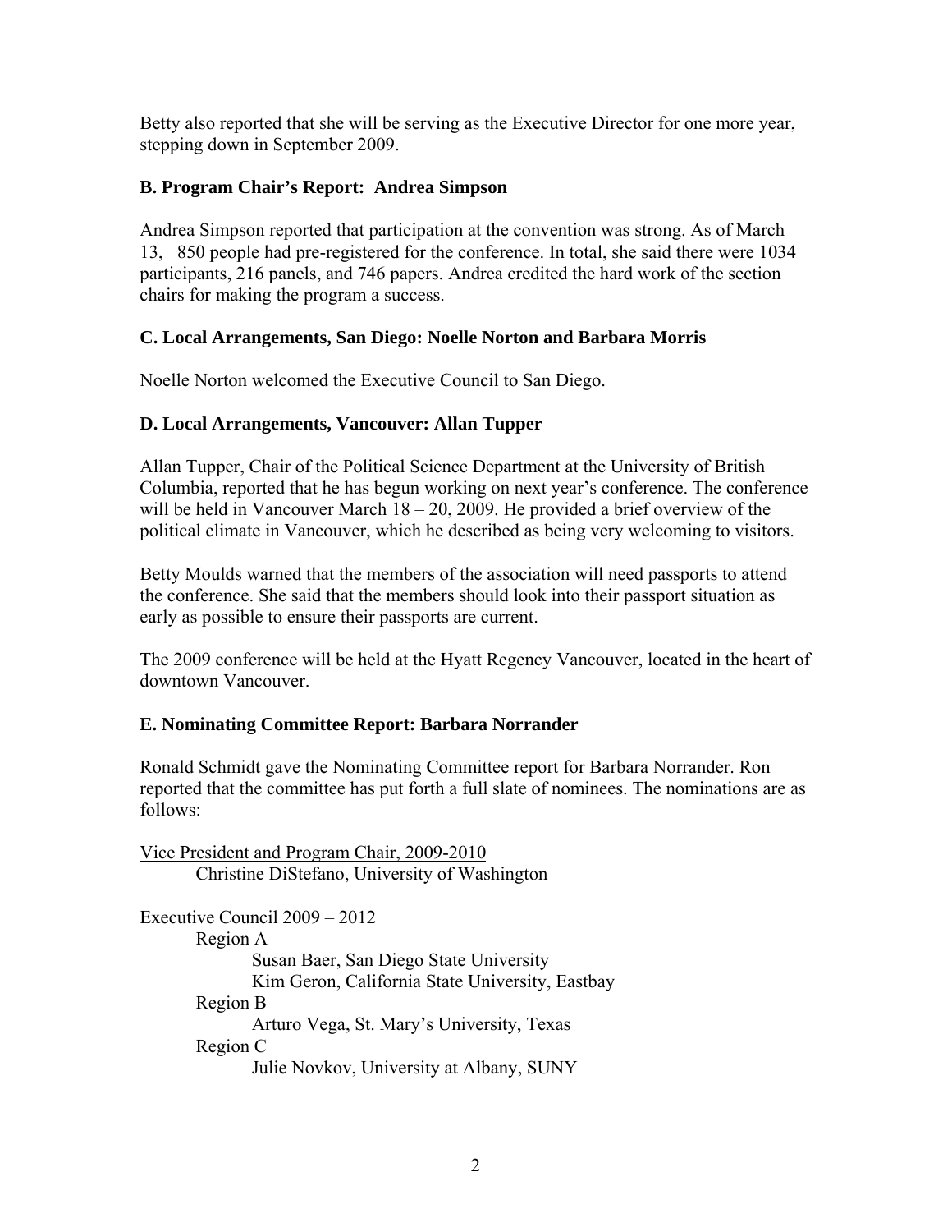Betty also reported that she will be serving as the Executive Director for one more year, stepping down in September 2009.

### B. Program Chair's Report: Andrea Simpson

Andrea Simpson reported that participation at the convention was strong. As of March 13, 850 people had pre-registered for the conference. In total, she said there were 1034 participants, 216 panels, and 746 papers. Andrea credited the hard work of the section chairs for making the program a success.

### C. Local Arrangements, San Diego: Noelle Norton and Barbara Morris

Noelle Norton welcomed the Executive Council to San Diego.

### D. Local Arrangements, Vancouver: Allan Tupper

Allan Tupper, Chair of the Political Science Department at the University of British Columbia, reported that he has begun working on next year's conference. The conference will be held in Vancouver March 18 – 20, 2009. He provided a brief overview of the political climate in Vancouver, which he described as being very welcoming to visitors.

Betty Moulds warned that the members of the association will need passports to attend the conference. She said that the members should look into their passport situation as early as possible to ensure their passports are current.

The 2009 conference will be held at the Hyatt Regency Vancouver, located in the heart of downtown Vancouver.

### E. Nominating Committee Report: Barbara Norrander

Ronald Schmidt gave the Nominating Committee report for Barbara Norrander. Ron reported that the committee has put forth a full slate of nominees. The nominations are as follows:

<u>Vice President and Program Chair, 2009-2010</u>
- Christine DiStefano, University of Washington

<u>Executive Council 2009 – 2012</u>
- Region A
  - Susan Baer, San Diego State University
  - Kim Geron, California State University, Eastbay
- Region B
  - Arturo Vega, St. Mary's University, Texas
- Region C
  - Julie Novkov, University at Albany, SUNY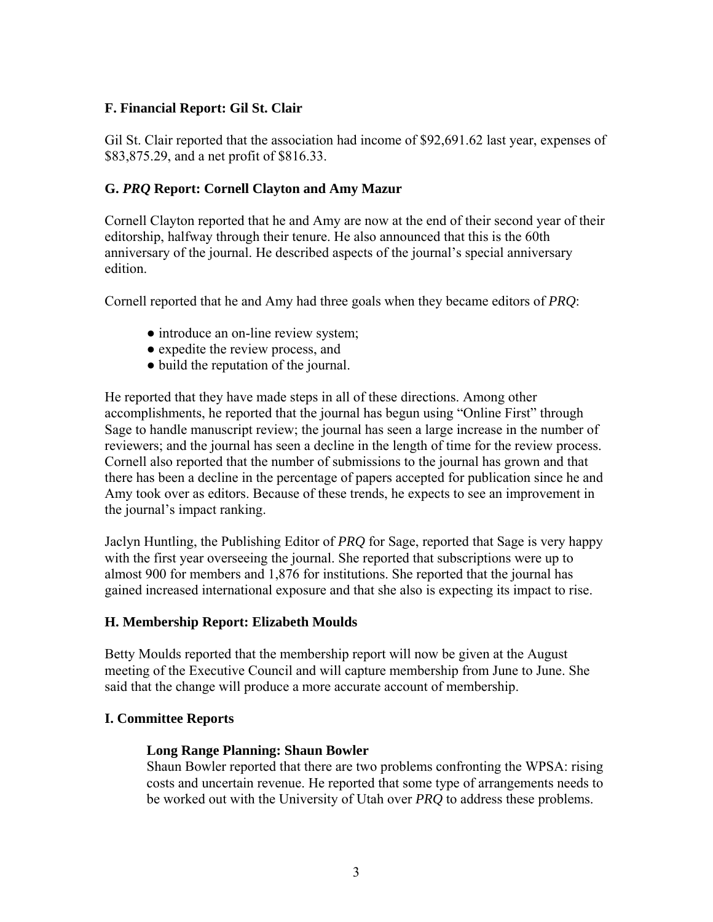### F. Financial Report: Gil St. Clair

Gil St. Clair reported that the association had income of $92,691.62 last year, expenses of $83,875.29, and a net profit of $816.33.

### G. *PRQ* Report: Cornell Clayton and Amy Mazur

Cornell Clayton reported that he and Amy are now at the end of their second year of their editorship, halfway through their tenure. He also announced that this is the 60th anniversary of the journal. He described aspects of the journal's special anniversary edition.

Cornell reported that he and Amy had three goals when they became editors of *PRQ*:

- introduce an on-line review system;
- expedite the review process, and
- build the reputation of the journal.

He reported that they have made steps in all of these directions. Among other accomplishments, he reported that the journal has begun using "Online First" through Sage to handle manuscript review; the journal has seen a large increase in the number of reviewers; and the journal has seen a decline in the length of time for the review process. Cornell also reported that the number of submissions to the journal has grown and that there has been a decline in the percentage of papers accepted for publication since he and Amy took over as editors. Because of these trends, he expects to see an improvement in the journal's impact ranking.

Jaclyn Huntling, the Publishing Editor of *PRQ* for Sage, reported that Sage is very happy with the first year overseeing the journal. She reported that subscriptions were up to almost 900 for members and 1,876 for institutions. She reported that the journal has gained increased international exposure and that she also is expecting its impact to rise.

### H. Membership Report: Elizabeth Moulds

Betty Moulds reported that the membership report will now be given at the August meeting of the Executive Council and will capture membership from June to June. She said that the change will produce a more accurate account of membership.

### I. Committee Reports

#### Long Range Planning: Shaun Bowler

Shaun Bowler reported that there are two problems confronting the WPSA: rising costs and uncertain revenue. He reported that some type of arrangements needs to be worked out with the University of Utah over *PRQ* to address these problems.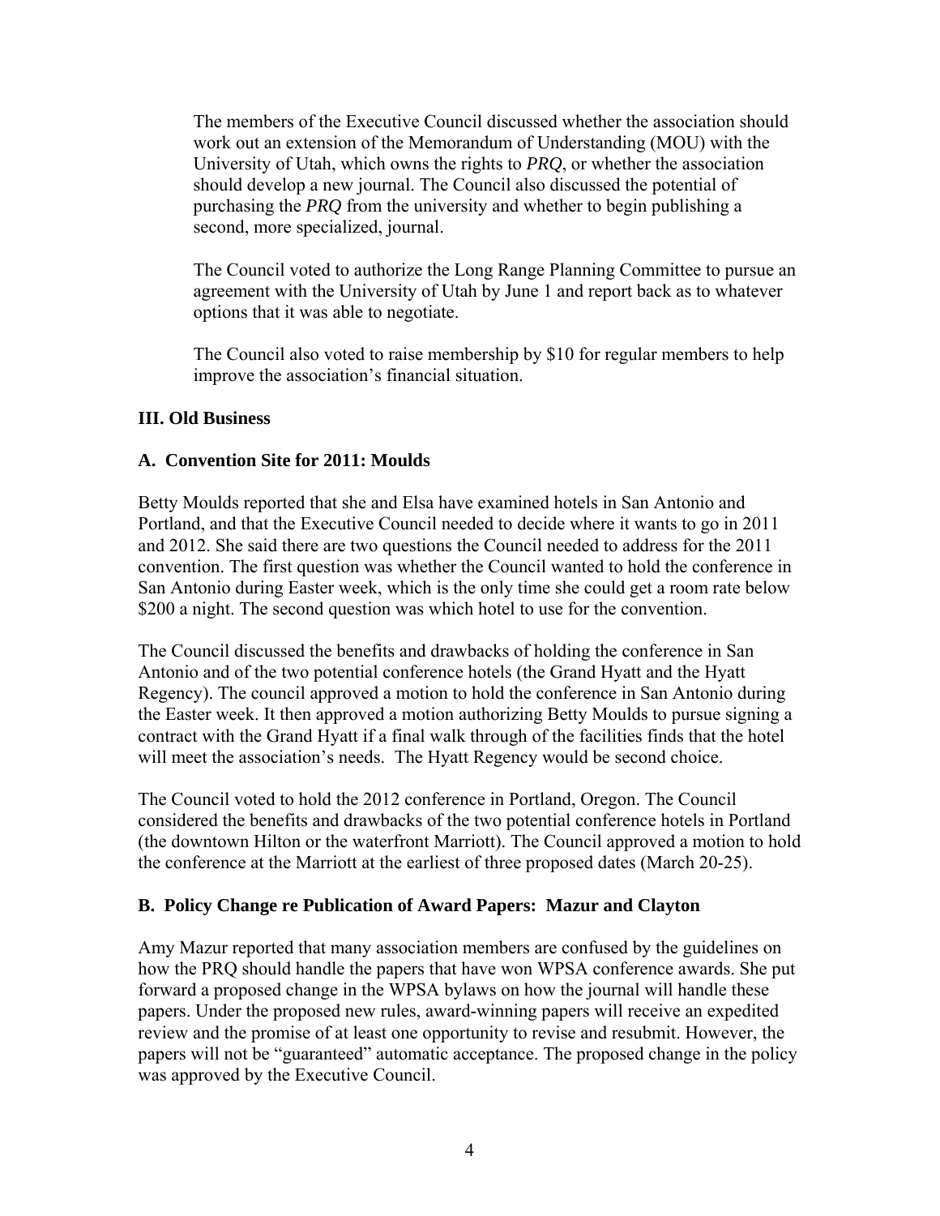The members of the Executive Council discussed whether the association should work out an extension of the Memorandum of Understanding (MOU) with the University of Utah, which owns the rights to *PRQ*, or whether the association should develop a new journal. The Council also discussed the potential of purchasing the *PRQ* from the university and whether to begin publishing a second, more specialized, journal.

The Council voted to authorize the Long Range Planning Committee to pursue an agreement with the University of Utah by June 1 and report back as to whatever options that it was able to negotiate.

The Council also voted to raise membership by $10 for regular members to help improve the association's financial situation.

**III. Old Business**

**A. Convention Site for 2011: Moulds**

Betty Moulds reported that she and Elsa have examined hotels in San Antonio and Portland, and that the Executive Council needed to decide where it wants to go in 2011 and 2012. She said there are two questions the Council needed to address for the 2011 convention. The first question was whether the Council wanted to hold the conference in San Antonio during Easter week, which is the only time she could get a room rate below $200 a night. The second question was which hotel to use for the convention.

The Council discussed the benefits and drawbacks of holding the conference in San Antonio and of the two potential conference hotels (the Grand Hyatt and the Hyatt Regency). The council approved a motion to hold the conference in San Antonio during the Easter week. It then approved a motion authorizing Betty Moulds to pursue signing a contract with the Grand Hyatt if a final walk through of the facilities finds that the hotel will meet the association's needs. The Hyatt Regency would be second choice.

The Council voted to hold the 2012 conference in Portland, Oregon. The Council considered the benefits and drawbacks of the two potential conference hotels in Portland (the downtown Hilton or the waterfront Marriott). The Council approved a motion to hold the conference at the Marriott at the earliest of three proposed dates (March 20-25).

**B. Policy Change re Publication of Award Papers: Mazur and Clayton**

Amy Mazur reported that many association members are confused by the guidelines on how the PRQ should handle the papers that have won WPSA conference awards. She put forward a proposed change in the WPSA bylaws on how the journal will handle these papers. Under the proposed new rules, award-winning papers will receive an expedited review and the promise of at least one opportunity to revise and resubmit. However, the papers will not be "guaranteed" automatic acceptance. The proposed change in the policy was approved by the Executive Council.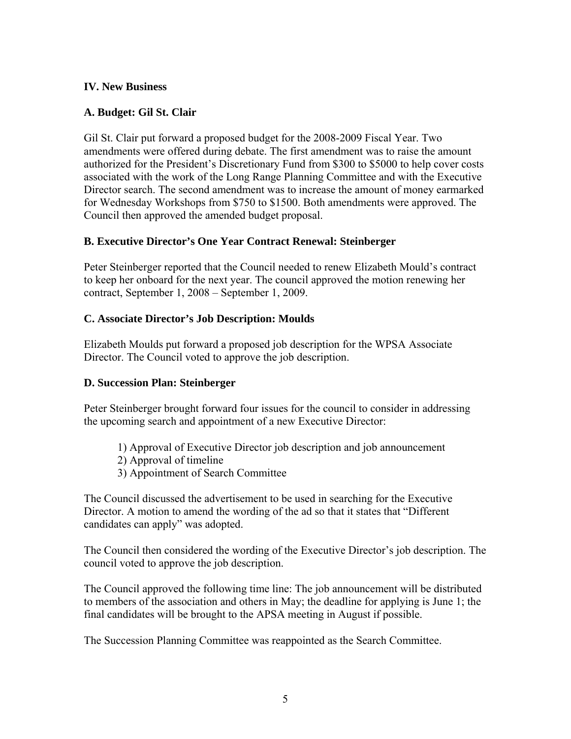**IV. New Business**

**A. Budget: Gil St. Clair**

Gil St. Clair put forward a proposed budget for the 2008-2009 Fiscal Year. Two amendments were offered during debate. The first amendment was to raise the amount authorized for the President's Discretionary Fund from $300 to $5000 to help cover costs associated with the work of the Long Range Planning Committee and with the Executive Director search. The second amendment was to increase the amount of money earmarked for Wednesday Workshops from $750 to $1500. Both amendments were approved. The Council then approved the amended budget proposal.

**B. Executive Director's One Year Contract Renewal: Steinberger**

Peter Steinberger reported that the Council needed to renew Elizabeth Mould's contract to keep her onboard for the next year. The council approved the motion renewing her contract, September 1, 2008 – September 1, 2009.

**C. Associate Director's Job Description: Moulds**

Elizabeth Moulds put forward a proposed job description for the WPSA Associate Director. The Council voted to approve the job description.

**D. Succession Plan: Steinberger**

Peter Steinberger brought forward four issues for the council to consider in addressing the upcoming search and appointment of a new Executive Director:

1) Approval of Executive Director job description and job announcement
2) Approval of timeline
3) Appointment of Search Committee

The Council discussed the advertisement to be used in searching for the Executive Director. A motion to amend the wording of the ad so that it states that "Different candidates can apply" was adopted.

The Council then considered the wording of the Executive Director's job description. The council voted to approve the job description.

The Council approved the following time line: The job announcement will be distributed to members of the association and others in May; the deadline for applying is June 1; the final candidates will be brought to the APSA meeting in August if possible.

The Succession Planning Committee was reappointed as the Search Committee.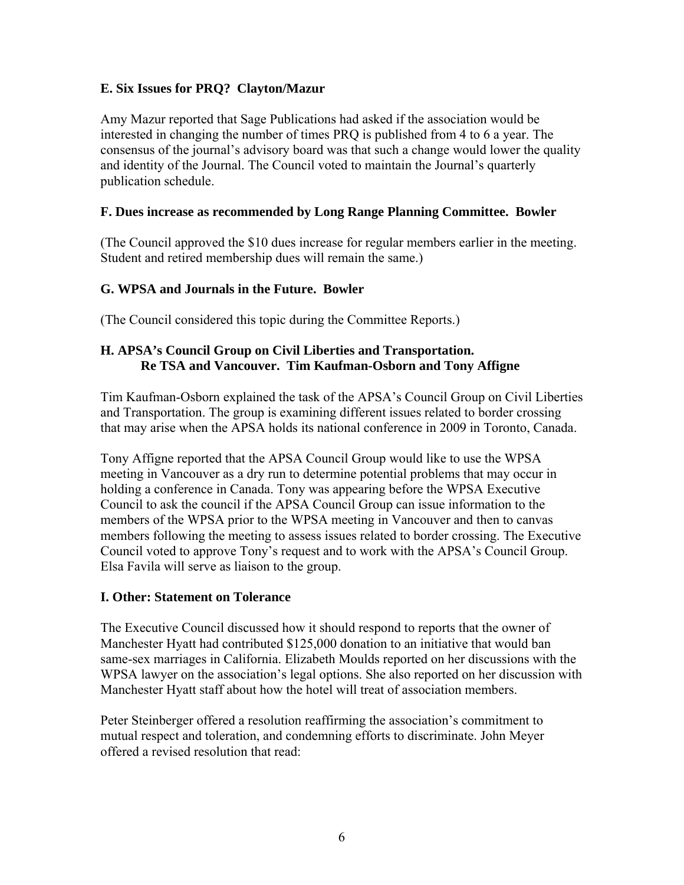**E. Six Issues for PRQ? Clayton/Mazur**

Amy Mazur reported that Sage Publications had asked if the association would be interested in changing the number of times PRQ is published from 4 to 6 a year. The consensus of the journal's advisory board was that such a change would lower the quality and identity of the Journal. The Council voted to maintain the Journal's quarterly publication schedule.

**F. Dues increase as recommended by Long Range Planning Committee. Bowler**

(The Council approved the $10 dues increase for regular members earlier in the meeting. Student and retired membership dues will remain the same.)

**G. WPSA and Journals in the Future. Bowler**

(The Council considered this topic during the Committee Reports.)

**H. APSA's Council Group on Civil Liberties and Transportation.
Re TSA and Vancouver. Tim Kaufman-Osborn and Tony Affigne**

Tim Kaufman-Osborn explained the task of the APSA's Council Group on Civil Liberties and Transportation. The group is examining different issues related to border crossing that may arise when the APSA holds its national conference in 2009 in Toronto, Canada.

Tony Affigne reported that the APSA Council Group would like to use the WPSA meeting in Vancouver as a dry run to determine potential problems that may occur in holding a conference in Canada. Tony was appearing before the WPSA Executive Council to ask the council if the APSA Council Group can issue information to the members of the WPSA prior to the WPSA meeting in Vancouver and then to canvas members following the meeting to assess issues related to border crossing. The Executive Council voted to approve Tony's request and to work with the APSA's Council Group. Elsa Favila will serve as liaison to the group.

**I. Other: Statement on Tolerance**

The Executive Council discussed how it should respond to reports that the owner of Manchester Hyatt had contributed $125,000 donation to an initiative that would ban same-sex marriages in California. Elizabeth Moulds reported on her discussions with the WPSA lawyer on the association's legal options. She also reported on her discussion with Manchester Hyatt staff about how the hotel will treat of association members.

Peter Steinberger offered a resolution reaffirming the association's commitment to mutual respect and toleration, and condemning efforts to discriminate. John Meyer offered a revised resolution that read: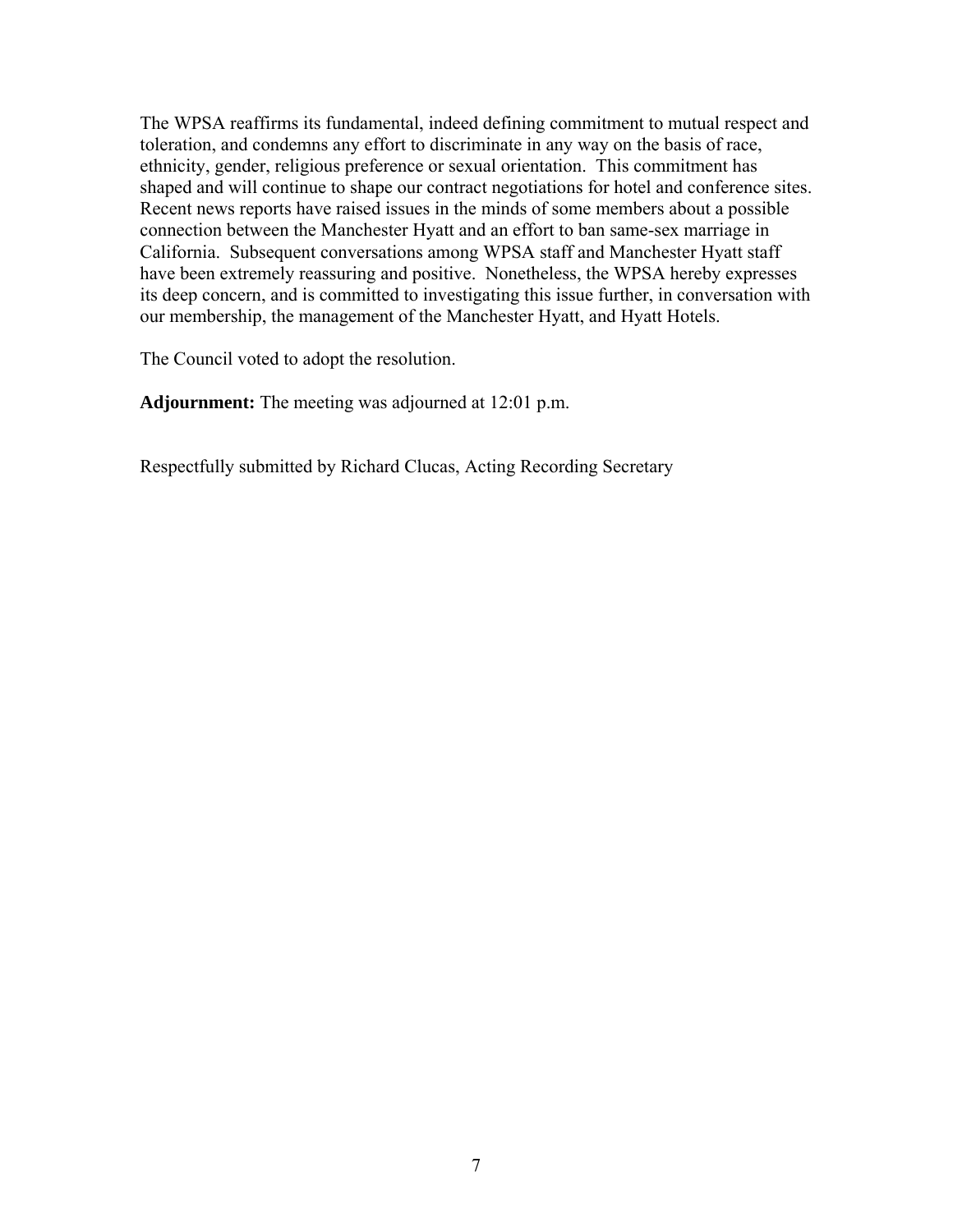The WPSA reaffirms its fundamental, indeed defining commitment to mutual respect and toleration, and condemns any effort to discriminate in any way on the basis of race, ethnicity, gender, religious preference or sexual orientation. This commitment has shaped and will continue to shape our contract negotiations for hotel and conference sites. Recent news reports have raised issues in the minds of some members about a possible connection between the Manchester Hyatt and an effort to ban same-sex marriage in California. Subsequent conversations among WPSA staff and Manchester Hyatt staff have been extremely reassuring and positive. Nonetheless, the WPSA hereby expresses its deep concern, and is committed to investigating this issue further, in conversation with our membership, the management of the Manchester Hyatt, and Hyatt Hotels.

The Council voted to adopt the resolution.

**Adjournment:** The meeting was adjourned at 12:01 p.m.

Respectfully submitted by Richard Clucas, Acting Recording Secretary